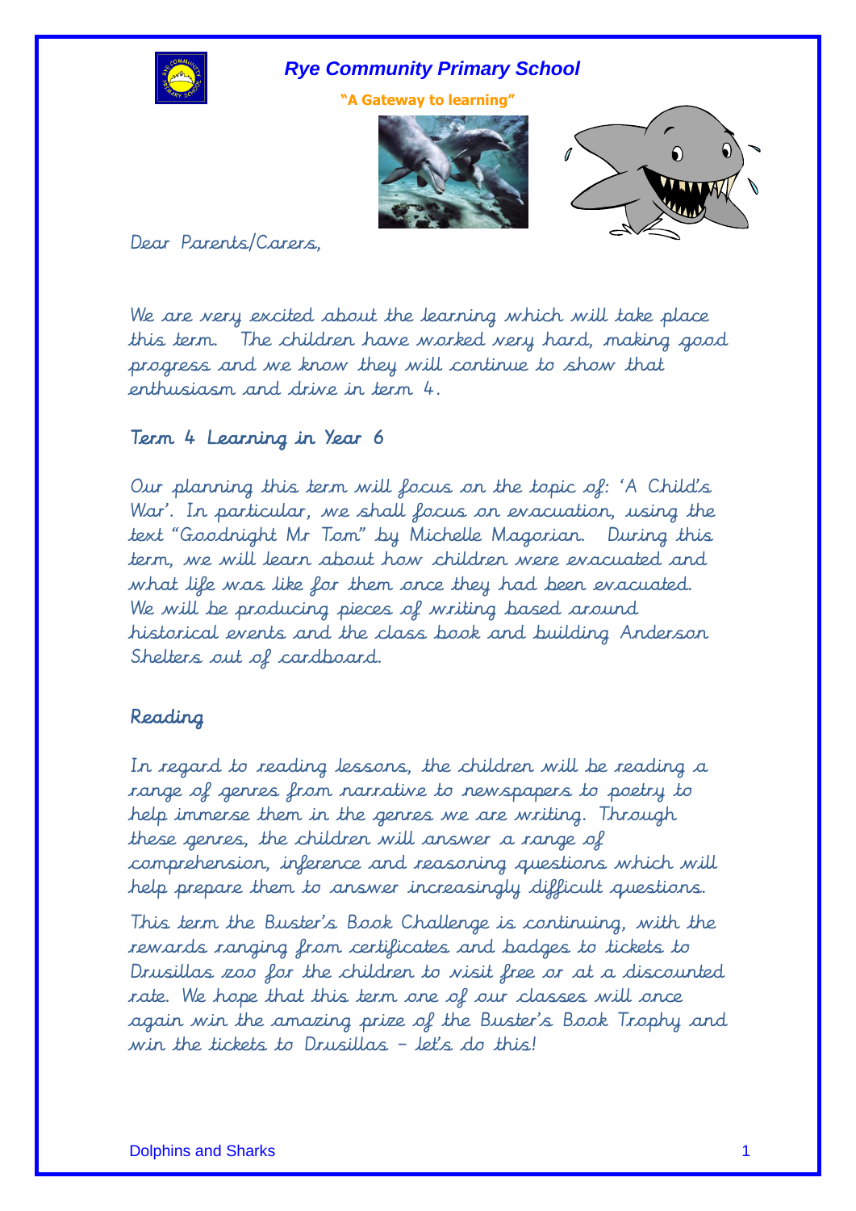# Rye Community Primary School

**"A Gateway to learning"**

Dear Parents/Carers,

We are very excited about the learning which will take place this term. The children have worked very hard, making good progress and we know they will continue to show that enthusiasm and drive in term 4.

## Term 4 Learning in Year 6

Our planning this term will focus on the topic of: 'A Child's War'. In particular, we shall focus on evacuation, using the text "Goodnight Mr Tom" by Michelle Magorian. During this term, we will learn about how children were evacuated and what life was like for them once they had been evacuated. We will be producing pieces of writing based around historical events and the class book and building Anderson Shelters out of cardboard.

## Reading

In regard to reading lessons, the children will be reading a range of genres from narrative to newspapers to poetry to help immerse them in the genres we are writing. Through these genres, the children will answer a range of comprehension, inference and reasoning questions which will help prepare them to answer increasingly difficult questions.

This term the Buster's Book Challenge is continuing, with the rewards ranging from certificates and badges to tickets to Drusillas zoo for the children to visit free or at a discounted rate. We hope that this term one of our classes will once again win the amazing prize of the Buster's Book Trophy and win the tickets to Drusillas – let's do this!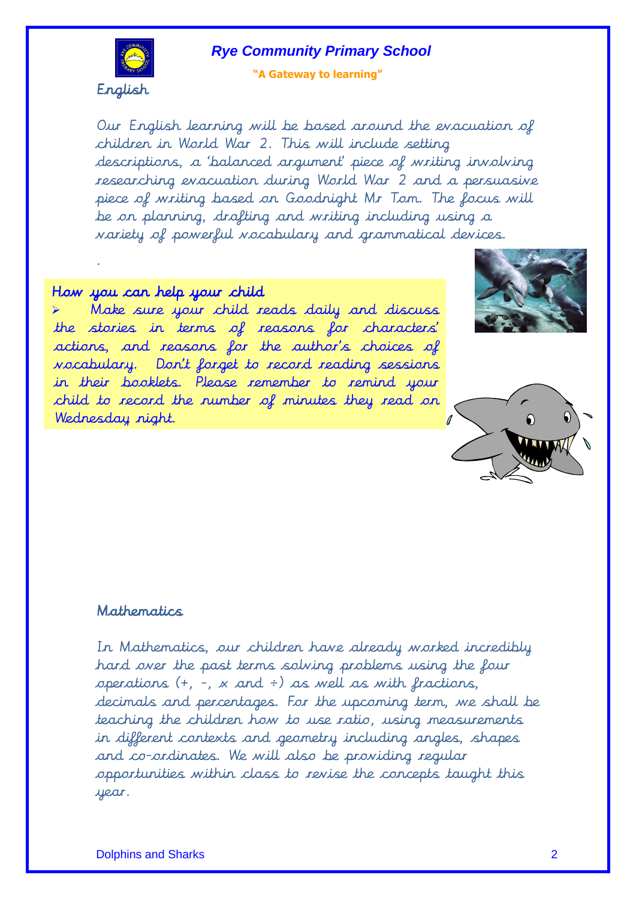## English

Our English learning will be based around the evacuation of children in World War 2. This will include setting descriptions, a 'balanced argument' piece of writing involving researching evacuation during World War 2 and a persuasive piece of writing based on Goodnight Mr Tom. The focus will be on planning, drafting and writing including using a variety of powerful vocabulary and grammatical devices.

.

### How you can help your child

- Make sure your child reads daily and discuss the stories in terms of reasons for characters' actions, and reasons for the author's choices of vocabulary. Don't forget to record reading sessions in their booklets. Please remember to remind your child to record the number of minutes they read on Wednesday night.

## Mathematics

In Mathematics, our children have already worked incredibly hard over the past terms solving problems using the four operations (+, -, x and ÷) as well as with fractions, decimals and percentages. For the upcoming term, we shall be teaching the children how to use ratio, using measurements in different contexts and geometry including angles, shapes and co-ordinates. We will also be providing regular opportunities within class to revise the concepts taught this year.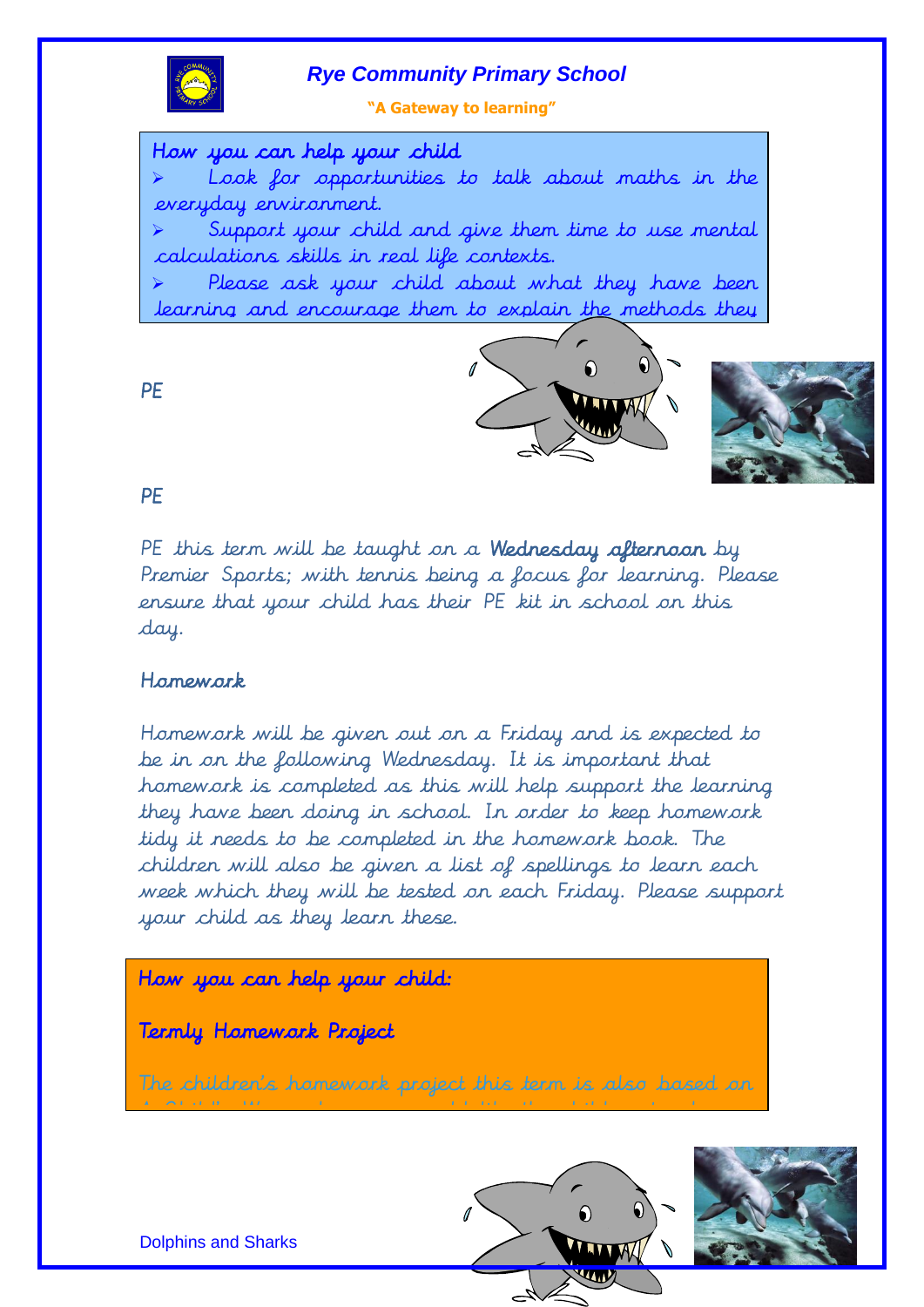**Rye Community Primary School**

**"A Gateway to learning"**

**How you can help your child**

- Look for opportunities to talk about maths in the everyday environment.
- Support your child and give them time to use mental calculations skills in real life contexts.
- Please ask your child about what they have been learning and encourage them to explain the methods they

PE

PE

PE this term will be taught on a Wednesday afternoon by Premier Sports; with tennis being a focus for learning. Please ensure that your child has their PE kit in school on this day.

Homework

Homework will be given out on a Friday and is expected to be in on the following Wednesday. It is important that homework is completed as this will help support the learning they have been doing in school. In order to keep homework tidy it needs to be completed in the homework book. The children will also be given a list of spellings to learn each week which they will be tested on each Friday. Please support your child as they learn these.

**How you can help your child:**

**Termly Homework Project**

The children's homework project this term is also based on

Dolphins and Sharks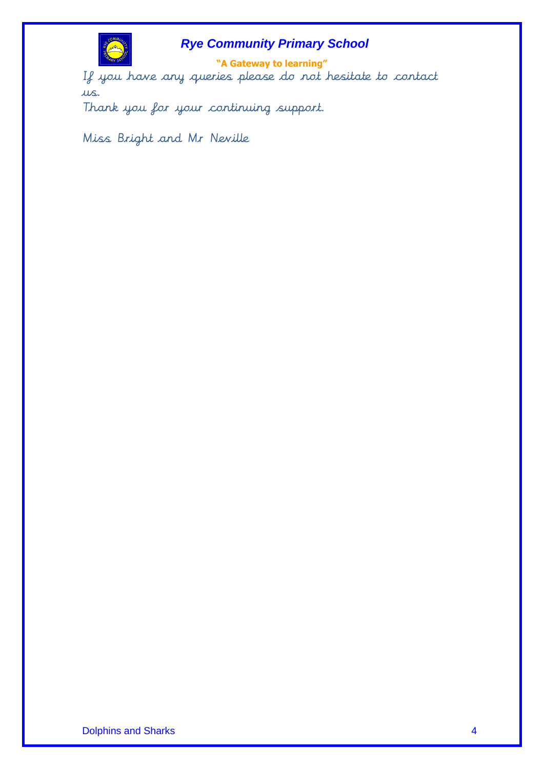If you have any queries please do not hesitate to contact us.

Thank you for your continuing support.

Miss Bright and Mr Neville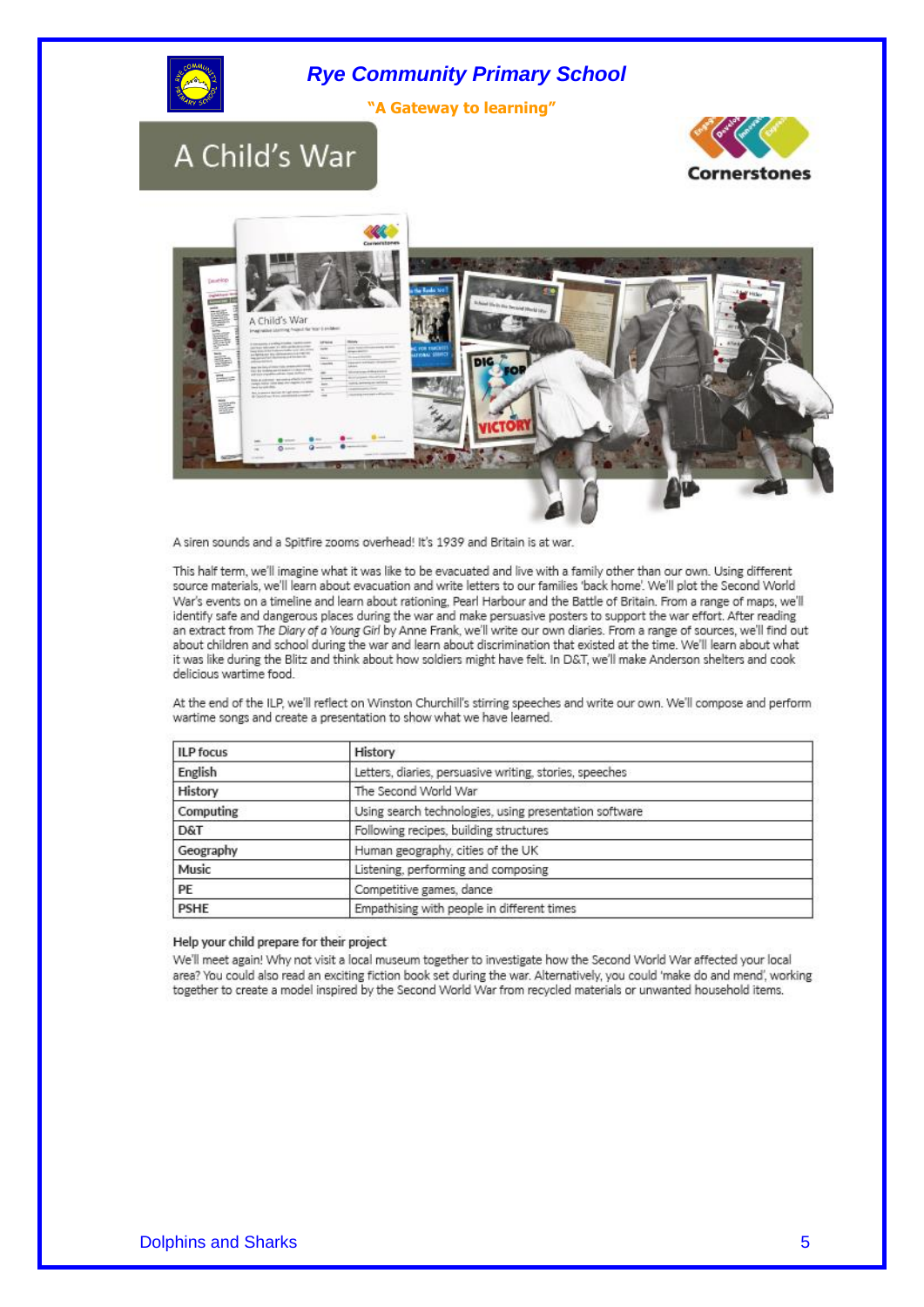# Rye Community Primary School

**"A Gateway to learning"**

## A Child's War

Cornerstones

A siren sounds and a Spitfire zooms overhead! It's 1939 and Britain is at war.

This half term, we'll imagine what it was like to be evacuated and live with a family other than our own. Using different source materials, we'll learn about evacuation and write letters to our families 'back home'. We'll plot the Second World War's events on a timeline and learn about rationing, Pearl Harbour and the Battle of Britain. From a range of maps, we'll identify safe and dangerous places during the war and make persuasive posters to support the war effort. After reading an extract from *The Diary of a Young Girl* by Anne Frank, we'll write our own diaries. From a range of sources, we'll find out about children and school during the war and learn about discrimination that existed at the time. We'll learn about what it was like during the Blitz and think about how soldiers might have felt. In D&T, we'll make Anderson shelters and cook delicious wartime food.

At the end of the ILP, we'll reflect on Winston Churchill's stirring speeches and write our own. We'll compose and perform wartime songs and create a presentation to show what we have learned.

| ILP focus | History |
|---|---|
| English | Letters, diaries, persuasive writing, stories, speeches |
| History | The Second World War |
| Computing | Using search technologies, using presentation software |
| D&T | Following recipes, building structures |
| Geography | Human geography, cities of the UK |
| Music | Listening, performing and composing |
| PE | Competitive games, dance |
| PSHE | Empathising with people in different times |

### Help your child prepare for their project

We'll meet again! Why not visit a local museum together to investigate how the Second World War affected your local area? You could also read an exciting fiction book set during the war. Alternatively, you could 'make do and mend', working together to create a model inspired by the Second World War from recycled materials or unwanted household items.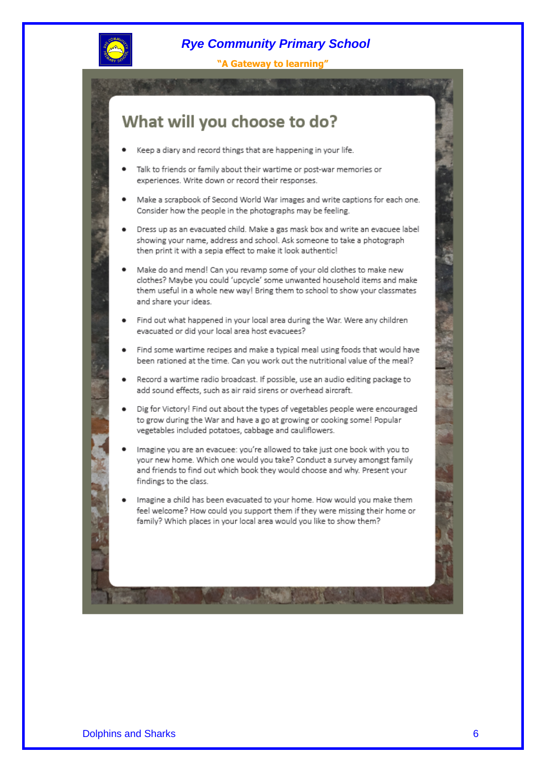# What will you choose to do?

- Keep a diary and record things that are happening in your life.
- Talk to friends or family about their wartime or post-war memories or experiences. Write down or record their responses.
- Make a scrapbook of Second World War images and write captions for each one. Consider how the people in the photographs may be feeling.
- Dress up as an evacuated child. Make a gas mask box and write an evacuee label showing your name, address and school. Ask someone to take a photograph then print it with a sepia effect to make it look authentic!
- Make do and mend! Can you revamp some of your old clothes to make new clothes? Maybe you could 'upcycle' some unwanted household items and make them useful in a whole new way! Bring them to school to show your classmates and share your ideas.
- Find out what happened in your local area during the War. Were any children evacuated or did your local area host evacuees?
- Find some wartime recipes and make a typical meal using foods that would have been rationed at the time. Can you work out the nutritional value of the meal?
- Record a wartime radio broadcast. If possible, use an audio editing package to add sound effects, such as air raid sirens or overhead aircraft.
- Dig for Victory! Find out about the types of vegetables people were encouraged to grow during the War and have a go at growing or cooking some! Popular vegetables included potatoes, cabbage and cauliflowers.
- Imagine you are an evacuee: you're allowed to take just one book with you to your new home. Which one would you take? Conduct a survey amongst family and friends to find out which book they would choose and why. Present your findings to the class.
- Imagine a child has been evacuated to your home. How would you make them feel welcome? How could you support them if they were missing their home or family? Which places in your local area would you like to show them?